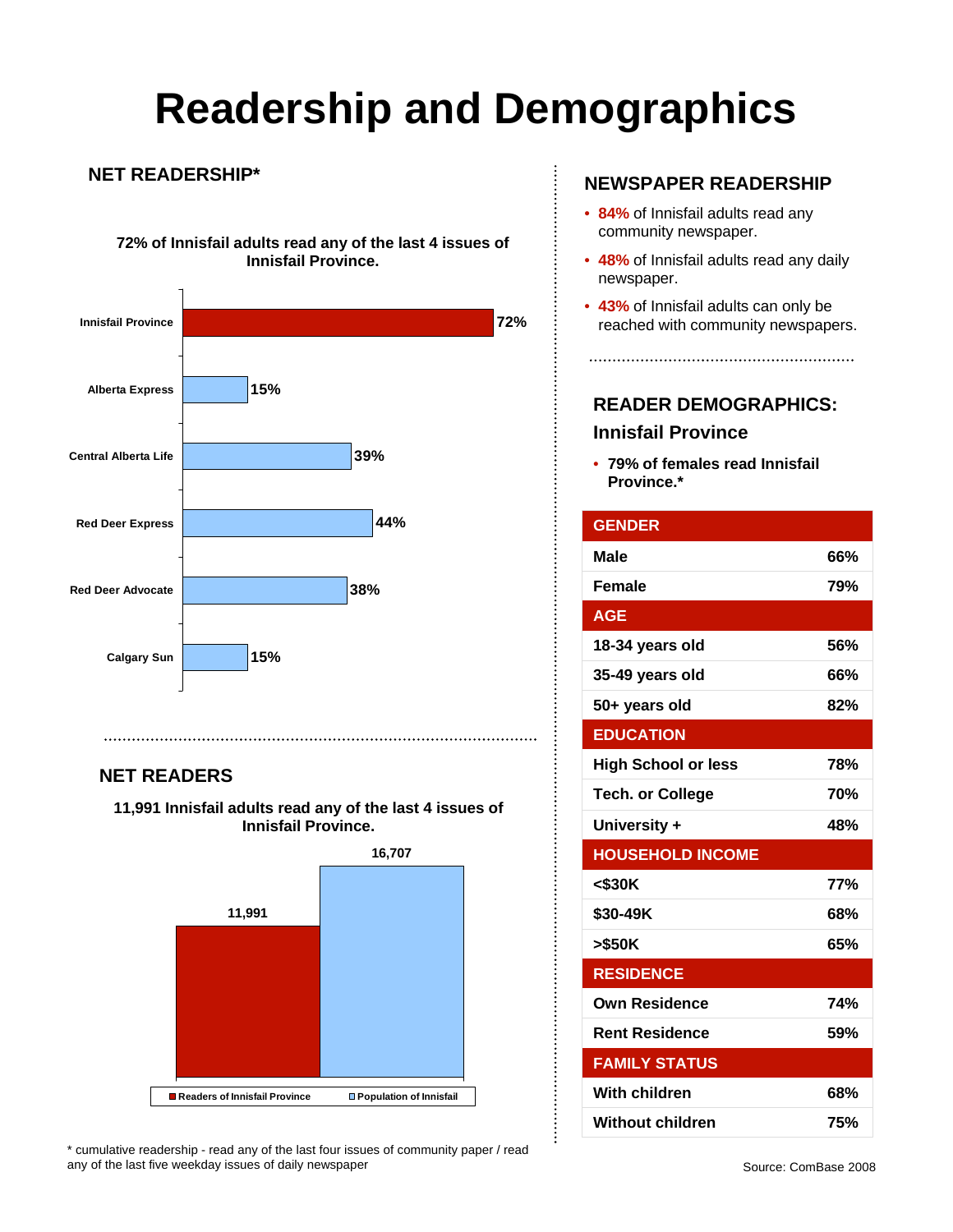# Readership and Demographics

## NET READERSHIP*

**72% of Innisfail adults read any of the last 4 issues of Innisfail Province.**

| Newspaper | Readership |
|---|---|
| Innisfail Province | 72% |
| Alberta Express | 15% |
| Central Alberta Life | 39% |
| Red Deer Express | 44% |
| Red Deer Advocate | 38% |
| Calgary Sun | 15% |

## NET READERS

**11,991 Innisfail adults read any of the last 4 issues of Innisfail Province.**

| | Count |
|---|---|
| Readers of Innisfail Province | 11,991 |
| Population of Innisfail | 16,707 |

\* cumulative readership - read any of the last four issues of community paper / read any of the last five weekday issues of daily newspaper

## NEWSPAPER READERSHIP

- **84%** of Innisfail adults read any community newspaper.
- **48%** of Innisfail adults read any daily newspaper.
- **43%** of Innisfail adults can only be reached with community newspapers.

## READER DEMOGRAPHICS: Innisfail Province

- **79% of females read Innisfail Province.***

| | |
|---|---|
| **GENDER** | |
| Male | 66% |
| Female | 79% |
| **AGE** | |
| 18-34 years old | 56% |
| 35-49 years old | 66% |
| 50+ years old | 82% |
| **EDUCATION** | |
| High School or less | 78% |
| Tech. or College | 70% |
| University + | 48% |
| **HOUSEHOLD INCOME** | |
| <$30K | 77% |
| $30-49K | 68% |
| >$50K | 65% |
| **RESIDENCE** | |
| Own Residence | 74% |
| Rent Residence | 59% |
| **FAMILY STATUS** | |
| With children | 68% |
| Without children | 75% |

Source: ComBase 2008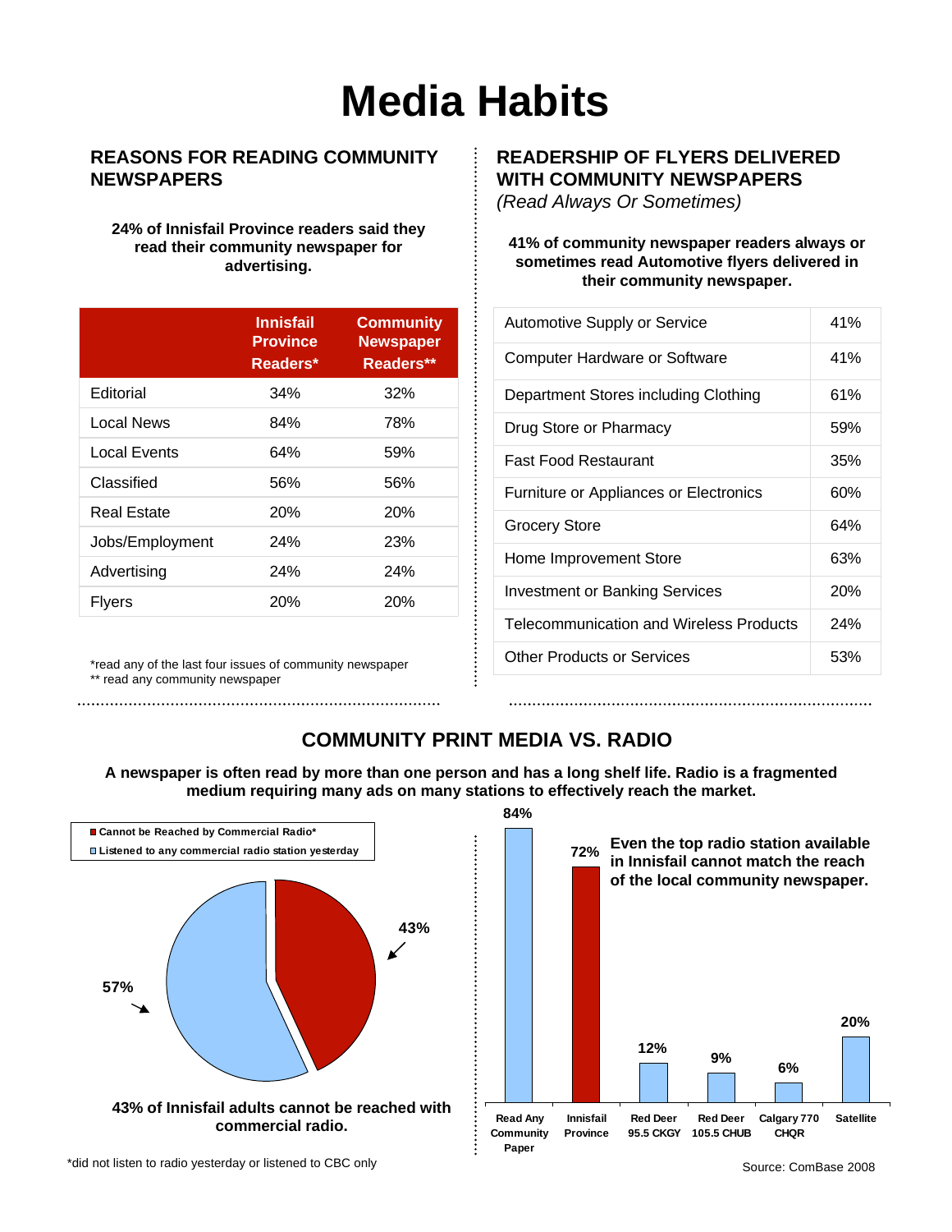# Media Habits

## REASONS FOR READING COMMUNITY NEWSPAPERS

**24% of Innisfail Province readers said they read their community newspaper for advertising.**

| | Innisfail Province Readers* | Community Newspaper Readers** |
|---|---|---|
| Editorial | 34% | 32% |
| Local News | 84% | 78% |
| Local Events | 64% | 59% |
| Classified | 56% | 56% |
| Real Estate | 20% | 20% |
| Jobs/Employment | 24% | 23% |
| Advertising | 24% | 24% |
| Flyers | 20% | 20% |

*read any of the last four issues of community newspaper
** read any community newspaper

## READERSHIP OF FLYERS DELIVERED WITH COMMUNITY NEWSPAPERS

*(Read Always Or Sometimes)*

**41% of community newspaper readers always or sometimes read Automotive flyers delivered in their community newspaper.**

| | |
|---|---|
| Automotive Supply or Service | 41% |
| Computer Hardware or Software | 41% |
| Department Stores including Clothing | 61% |
| Drug Store or Pharmacy | 59% |
| Fast Food Restaurant | 35% |
| Furniture or Appliances or Electronics | 60% |
| Grocery Store | 64% |
| Home Improvement Store | 63% |
| Investment or Banking Services | 20% |
| Telecommunication and Wireless Products | 24% |
| Other Products or Services | 53% |

## COMMUNITY PRINT MEDIA VS. RADIO

**A newspaper is often read by more than one person and has a long shelf life. Radio is a fragmented medium requiring many ads on many stations to effectively reach the market.**

Cannot be Reached by Commercial Radio*
Listened to any commercial radio station yesterday

43%

57%

**43% of Innisfail adults cannot be reached with commercial radio.**

*did not listen to radio yesterday or listened to CBC only

**Even the top radio station available in Innisfail cannot match the reach of the local community newspaper.**

84% Read Any Community Paper
72% Innisfail Province
12% Red Deer 95.5 CKGY
9% Red Deer 105.5 CHUB
6% Calgary 770 CHQR
20% Satellite

Source: ComBase 2008